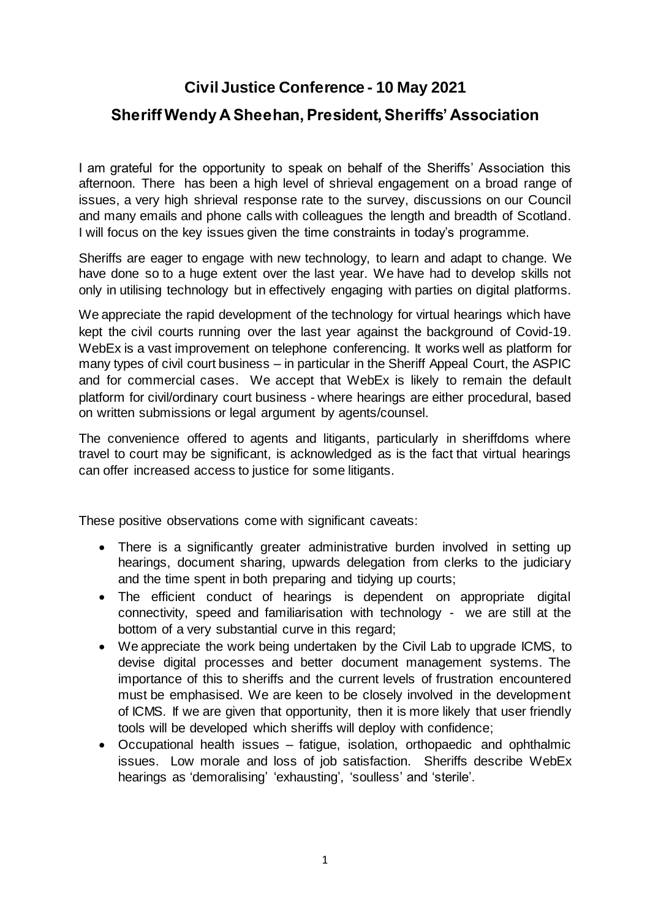# Civil Justice Conference - 10 May 2021

## Sheriff Wendy A Sheehan, President, Sheriffs' Association

I am grateful for the opportunity to speak on behalf of the Sheriffs' Association this afternoon. There has been a high level of shrieval engagement on a broad range of issues, a very high shrieval response rate to the survey, discussions on our Council and many emails and phone calls with colleagues the length and breadth of Scotland. I will focus on the key issues given the time constraints in today's programme.

Sheriffs are eager to engage with new technology, to learn and adapt to change. We have done so to a huge extent over the last year. We have had to develop skills not only in utilising technology but in effectively engaging with parties on digital platforms.

We appreciate the rapid development of the technology for virtual hearings which have kept the civil courts running over the last year against the background of Covid-19. WebEx is a vast improvement on telephone conferencing. It works well as platform for many types of civil court business – in particular in the Sheriff Appeal Court, the ASPIC and for commercial cases. We accept that WebEx is likely to remain the default platform for civil/ordinary court business - where hearings are either procedural, based on written submissions or legal argument by agents/counsel.

The convenience offered to agents and litigants, particularly in sheriffdoms where travel to court may be significant, is acknowledged as is the fact that virtual hearings can offer increased access to justice for some litigants.

These positive observations come with significant caveats:

- There is a significantly greater administrative burden involved in setting up hearings, document sharing, upwards delegation from clerks to the judiciary and the time spent in both preparing and tidying up courts;
- The efficient conduct of hearings is dependent on appropriate digital connectivity, speed and familiarisation with technology - we are still at the bottom of a very substantial curve in this regard;
- We appreciate the work being undertaken by the Civil Lab to upgrade ICMS, to devise digital processes and better document management systems. The importance of this to sheriffs and the current levels of frustration encountered must be emphasised. We are keen to be closely involved in the development of ICMS. If we are given that opportunity, then it is more likely that user friendly tools will be developed which sheriffs will deploy with confidence;
- Occupational health issues – fatigue, isolation, orthopaedic and ophthalmic issues. Low morale and loss of job satisfaction. Sheriffs describe WebEx hearings as 'demoralising' 'exhausting', 'soulless' and 'sterile'.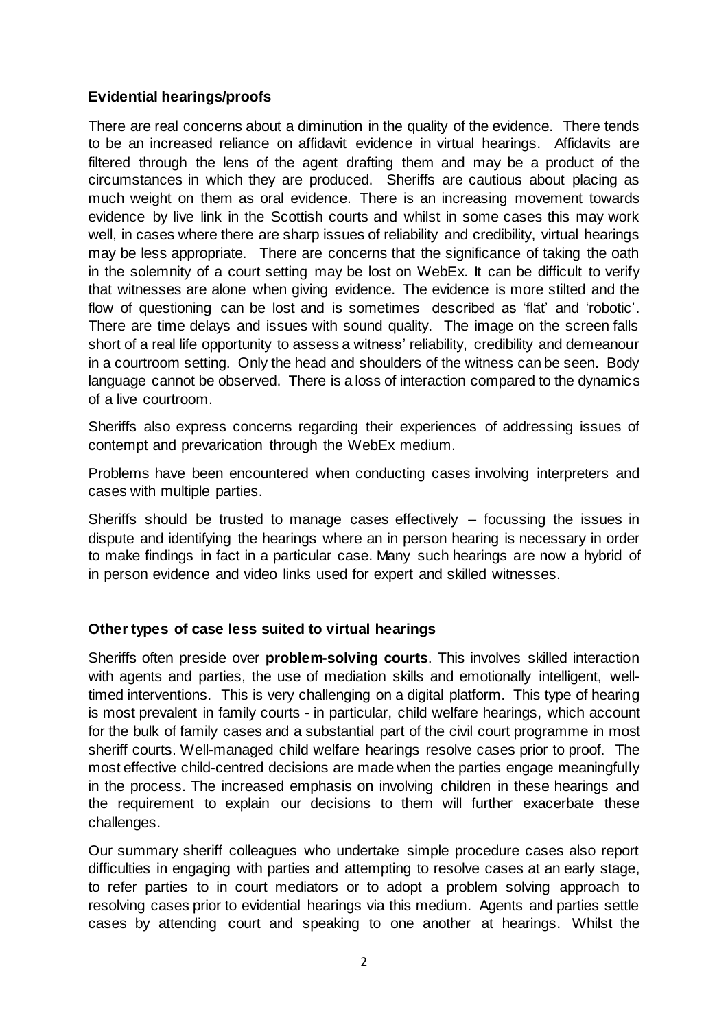**Evidential hearings/proofs**

There are real concerns about a diminution in the quality of the evidence. There tends to be an increased reliance on affidavit evidence in virtual hearings. Affidavits are filtered through the lens of the agent drafting them and may be a product of the circumstances in which they are produced. Sheriffs are cautious about placing as much weight on them as oral evidence. There is an increasing movement towards evidence by live link in the Scottish courts and whilst in some cases this may work well, in cases where there are sharp issues of reliability and credibility, virtual hearings may be less appropriate. There are concerns that the significance of taking the oath in the solemnity of a court setting may be lost on WebEx. It can be difficult to verify that witnesses are alone when giving evidence. The evidence is more stilted and the flow of questioning can be lost and is sometimes described as 'flat' and 'robotic'. There are time delays and issues with sound quality. The image on the screen falls short of a real life opportunity to assess a witness' reliability, credibility and demeanour in a courtroom setting. Only the head and shoulders of the witness can be seen. Body language cannot be observed. There is a loss of interaction compared to the dynamics of a live courtroom.

Sheriffs also express concerns regarding their experiences of addressing issues of contempt and prevarication through the WebEx medium.

Problems have been encountered when conducting cases involving interpreters and cases with multiple parties.

Sheriffs should be trusted to manage cases effectively – focussing the issues in dispute and identifying the hearings where an in person hearing is necessary in order to make findings in fact in a particular case. Many such hearings are now a hybrid of in person evidence and video links used for expert and skilled witnesses.

**Other types of case less suited to virtual hearings**

Sheriffs often preside over **problem-solving courts**. This involves skilled interaction with agents and parties, the use of mediation skills and emotionally intelligent, well-timed interventions. This is very challenging on a digital platform. This type of hearing is most prevalent in family courts - in particular, child welfare hearings, which account for the bulk of family cases and a substantial part of the civil court programme in most sheriff courts. Well-managed child welfare hearings resolve cases prior to proof. The most effective child-centred decisions are made when the parties engage meaningfully in the process. The increased emphasis on involving children in these hearings and the requirement to explain our decisions to them will further exacerbate these challenges.

Our summary sheriff colleagues who undertake simple procedure cases also report difficulties in engaging with parties and attempting to resolve cases at an early stage, to refer parties to in court mediators or to adopt a problem solving approach to resolving cases prior to evidential hearings via this medium. Agents and parties settle cases by attending court and speaking to one another at hearings. Whilst the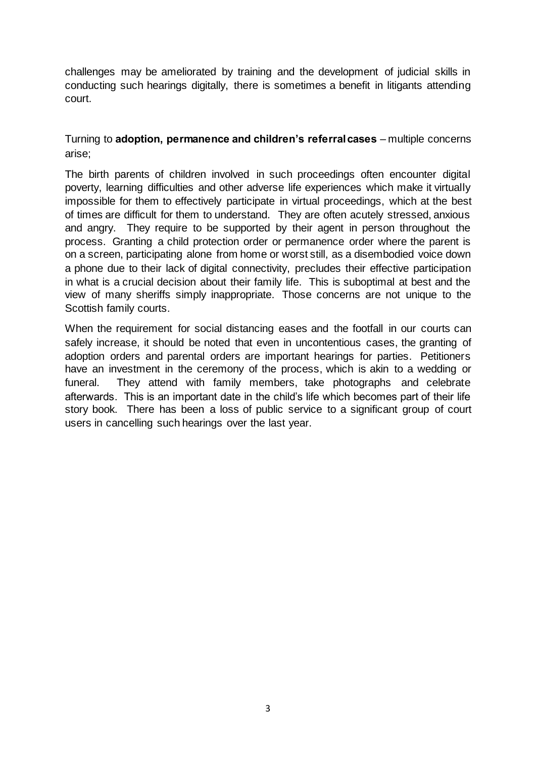challenges may be ameliorated by training and the development of judicial skills in conducting such hearings digitally, there is sometimes a benefit in litigants attending court.

Turning to **adoption, permanence and children's referral cases** – multiple concerns arise;

The birth parents of children involved in such proceedings often encounter digital poverty, learning difficulties and other adverse life experiences which make it virtually impossible for them to effectively participate in virtual proceedings, which at the best of times are difficult for them to understand. They are often acutely stressed, anxious and angry. They require to be supported by their agent in person throughout the process. Granting a child protection order or permanence order where the parent is on a screen, participating alone from home or worst still, as a disembodied voice down a phone due to their lack of digital connectivity, precludes their effective participation in what is a crucial decision about their family life. This is suboptimal at best and the view of many sheriffs simply inappropriate. Those concerns are not unique to the Scottish family courts.

When the requirement for social distancing eases and the footfall in our courts can safely increase, it should be noted that even in uncontentious cases, the granting of adoption orders and parental orders are important hearings for parties. Petitioners have an investment in the ceremony of the process, which is akin to a wedding or funeral. They attend with family members, take photographs and celebrate afterwards. This is an important date in the child's life which becomes part of their life story book. There has been a loss of public service to a significant group of court users in cancelling such hearings over the last year.